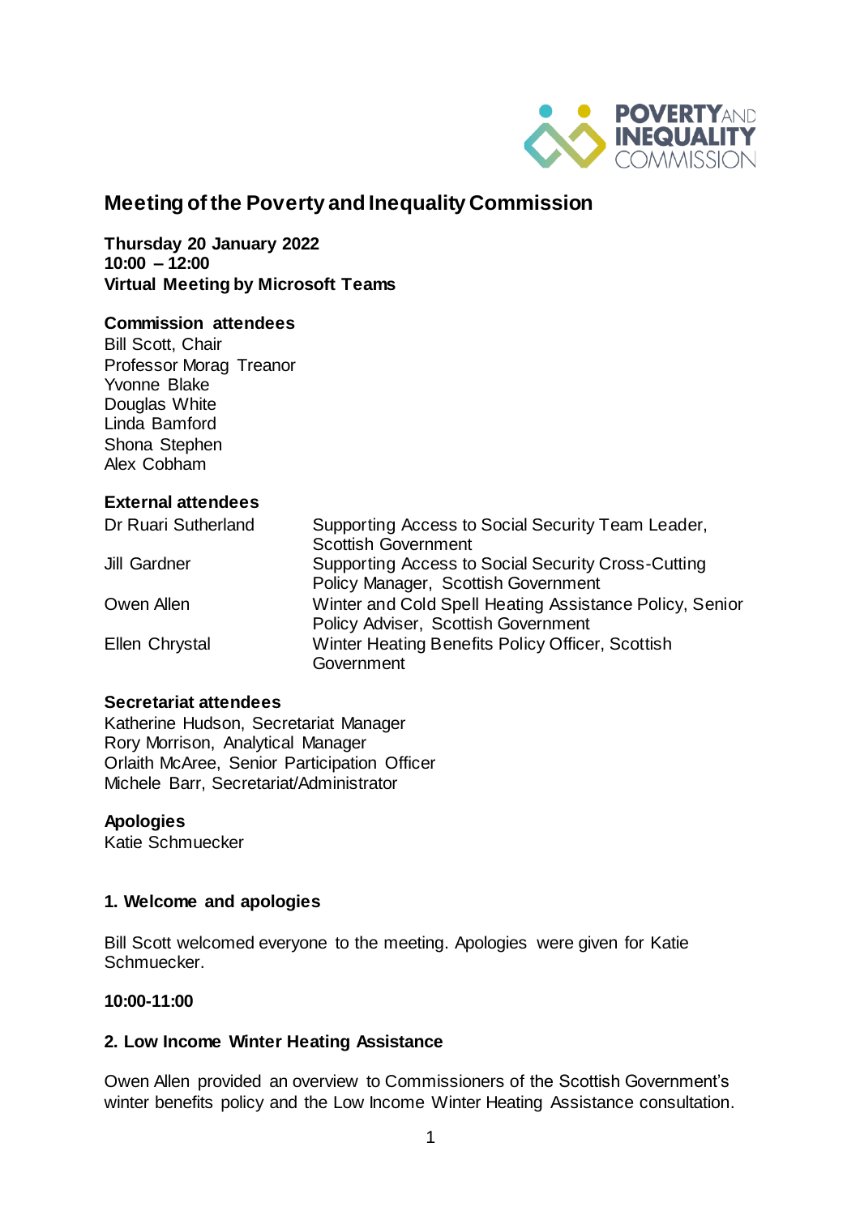# Meeting of the Poverty and Inequality Commission

**Thursday 20 January 2022**
**10:00 – 12:00**
**Virtual Meeting by Microsoft Teams**

**Commission attendees**
Bill Scott, Chair
Professor Morag Treanor
Yvonne Blake
Douglas White
Linda Bamford
Shona Stephen
Alex Cobham

**External attendees**

| | |
|---|---|
| Dr Ruari Sutherland | Supporting Access to Social Security Team Leader, Scottish Government |
| Jill Gardner | Supporting Access to Social Security Cross-Cutting Policy Manager, Scottish Government |
| Owen Allen | Winter and Cold Spell Heating Assistance Policy, Senior Policy Adviser, Scottish Government |
| Ellen Chrystal | Winter Heating Benefits Policy Officer, Scottish Government |

**Secretariat attendees**
Katherine Hudson, Secretariat Manager
Rory Morrison, Analytical Manager
Orlaith McAree, Senior Participation Officer
Michele Barr, Secretariat/Administrator

**Apologies**
Katie Schmuecker

## 1. Welcome and apologies

Bill Scott welcomed everyone to the meeting. Apologies were given for Katie Schmuecker.

**10:00-11:00**

## 2. Low Income Winter Heating Assistance

Owen Allen provided an overview to Commissioners of the Scottish Government's winter benefits policy and the Low Income Winter Heating Assistance consultation.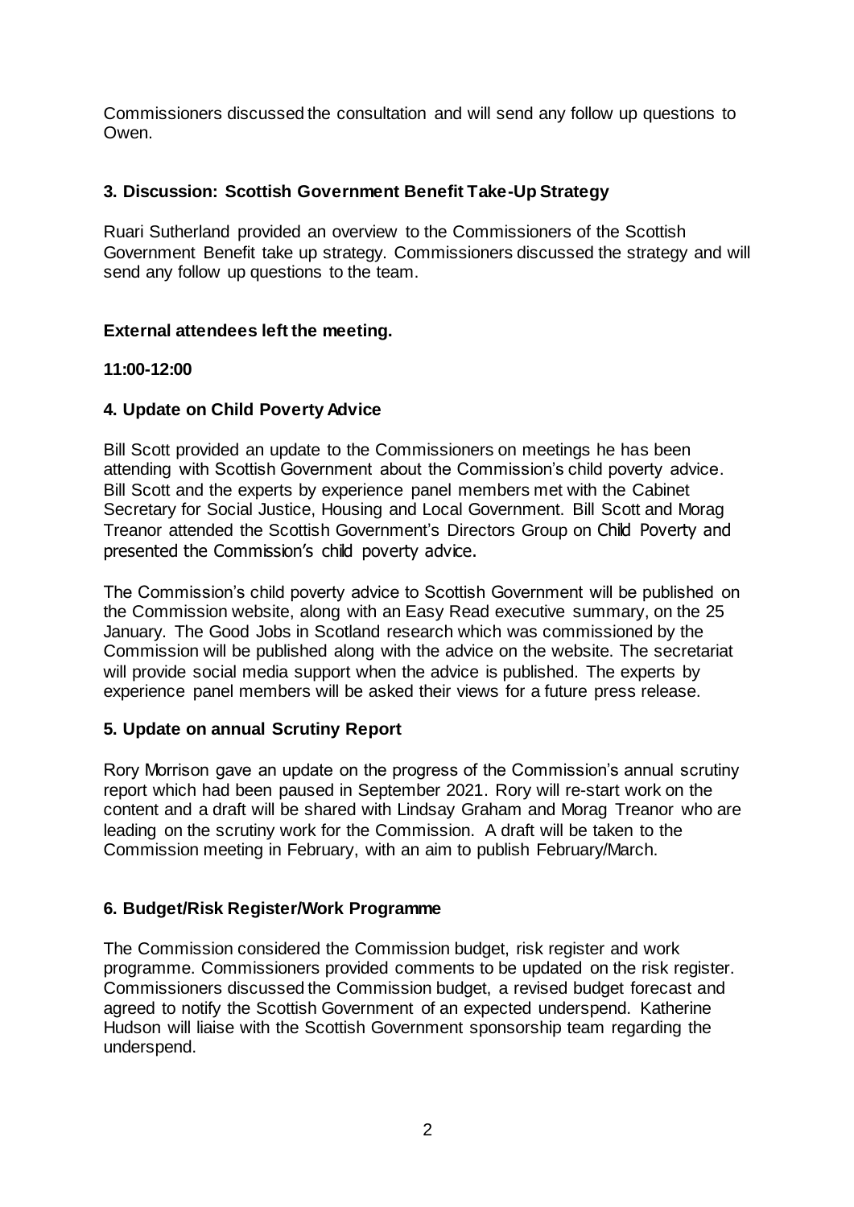Commissioners discussed the consultation and will send any follow up questions to Owen.

### 3. Discussion: Scottish Government Benefit Take-Up Strategy

Ruari Sutherland provided an overview to the Commissioners of the Scottish Government Benefit take up strategy. Commissioners discussed the strategy and will send any follow up questions to the team.

**External attendees left the meeting.**

**11:00-12:00**

### 4. Update on Child Poverty Advice

Bill Scott provided an update to the Commissioners on meetings he has been attending with Scottish Government about the Commission's child poverty advice. Bill Scott and the experts by experience panel members met with the Cabinet Secretary for Social Justice, Housing and Local Government. Bill Scott and Morag Treanor attended the Scottish Government's Directors Group on Child Poverty and presented the Commission's child poverty advice.

The Commission's child poverty advice to Scottish Government will be published on the Commission website, along with an Easy Read executive summary, on the 25 January. The Good Jobs in Scotland research which was commissioned by the Commission will be published along with the advice on the website. The secretariat will provide social media support when the advice is published. The experts by experience panel members will be asked their views for a future press release.

### 5. Update on annual Scrutiny Report

Rory Morrison gave an update on the progress of the Commission's annual scrutiny report which had been paused in September 2021. Rory will re-start work on the content and a draft will be shared with Lindsay Graham and Morag Treanor who are leading on the scrutiny work for the Commission. A draft will be taken to the Commission meeting in February, with an aim to publish February/March.

### 6. Budget/Risk Register/Work Programme

The Commission considered the Commission budget, risk register and work programme. Commissioners provided comments to be updated on the risk register. Commissioners discussed the Commission budget, a revised budget forecast and agreed to notify the Scottish Government of an expected underspend. Katherine Hudson will liaise with the Scottish Government sponsorship team regarding the underspend.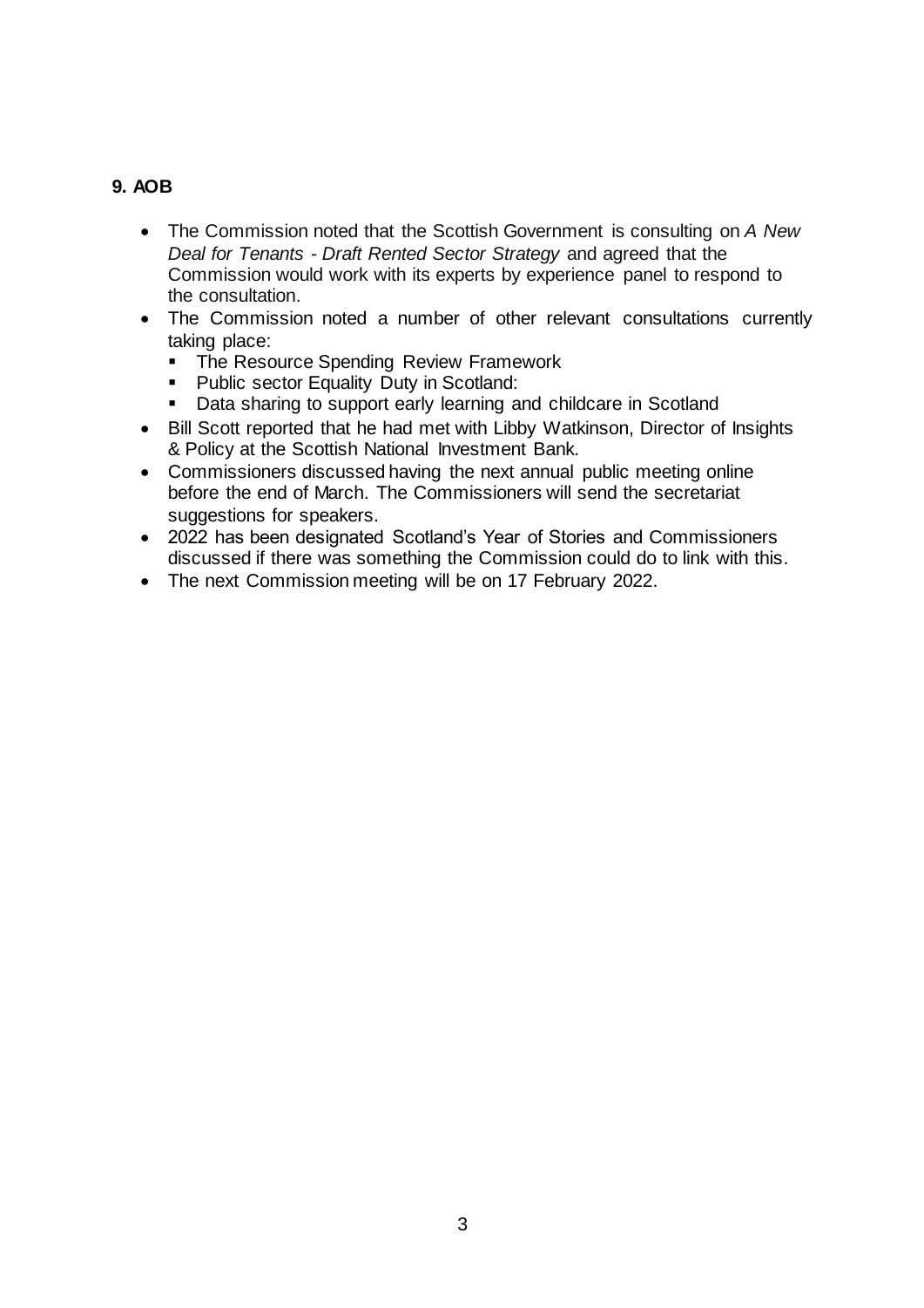## 9. AOB

- The Commission noted that the Scottish Government is consulting on *A New Deal for Tenants - Draft Rented Sector Strategy* and agreed that the Commission would work with its experts by experience panel to respond to the consultation.
- The Commission noted a number of other relevant consultations currently taking place:
  - The Resource Spending Review Framework
  - Public sector Equality Duty in Scotland:
  - Data sharing to support early learning and childcare in Scotland
- Bill Scott reported that he had met with Libby Watkinson, Director of Insights & Policy at the Scottish National Investment Bank.
- Commissioners discussed having the next annual public meeting online before the end of March. The Commissioners will send the secretariat suggestions for speakers.
- 2022 has been designated Scotland's Year of Stories and Commissioners discussed if there was something the Commission could do to link with this.
- The next Commission meeting will be on 17 February 2022.